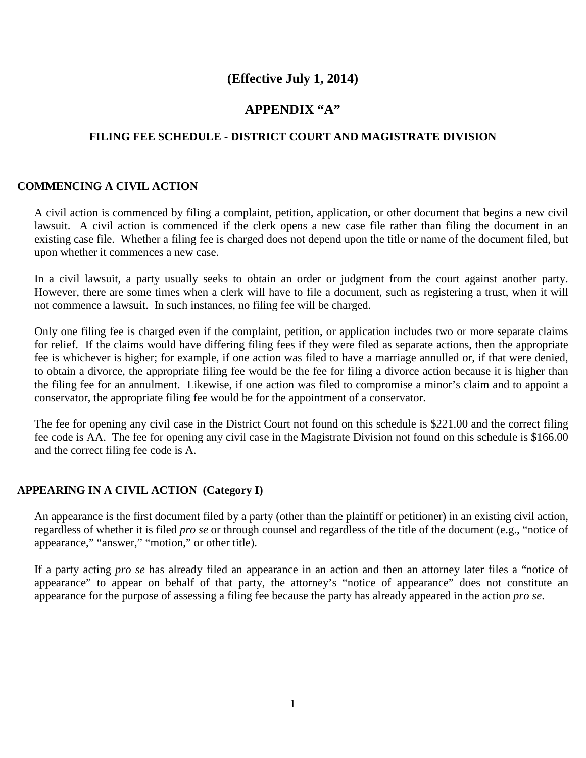# (Effective July 1, 2014)

# APPENDIX “A”

### FILING FEE SCHEDULE - DISTRICT COURT AND MAGISTRATE DIVISION

## COMMENCING A CIVIL ACTION

A civil action is commenced by filing a complaint, petition, application, or other document that begins a new civil lawsuit. A civil action is commenced if the clerk opens a new case file rather than filing the document in an existing case file. Whether a filing fee is charged does not depend upon the title or name of the document filed, but upon whether it commences a new case.

In a civil lawsuit, a party usually seeks to obtain an order or judgment from the court against another party. However, there are some times when a clerk will have to file a document, such as registering a trust, when it will not commence a lawsuit. In such instances, no filing fee will be charged.

Only one filing fee is charged even if the complaint, petition, or application includes two or more separate claims for relief. If the claims would have differing filing fees if they were filed as separate actions, then the appropriate fee is whichever is higher; for example, if one action was filed to have a marriage annulled or, if that were denied, to obtain a divorce, the appropriate filing fee would be the fee for filing a divorce action because it is higher than the filing fee for an annulment. Likewise, if one action was filed to compromise a minor’s claim and to appoint a conservator, the appropriate filing fee would be for the appointment of a conservator.

The fee for opening any civil case in the District Court not found on this schedule is $221.00 and the correct filing fee code is AA. The fee for opening any civil case in the Magistrate Division not found on this schedule is $166.00 and the correct filing fee code is A.

## APPEARING IN A CIVIL ACTION (Category I)

An appearance is the <u>first</u> document filed by a party (other than the plaintiff or petitioner) in an existing civil action, regardless of whether it is filed *pro se* or through counsel and regardless of the title of the document (e.g., “notice of appearance,” “answer,” “motion,” or other title).

If a party acting *pro se* has already filed an appearance in an action and then an attorney later files a “notice of appearance” to appear on behalf of that party, the attorney’s “notice of appearance” does not constitute an appearance for the purpose of assessing a filing fee because the party has already appeared in the action *pro se*.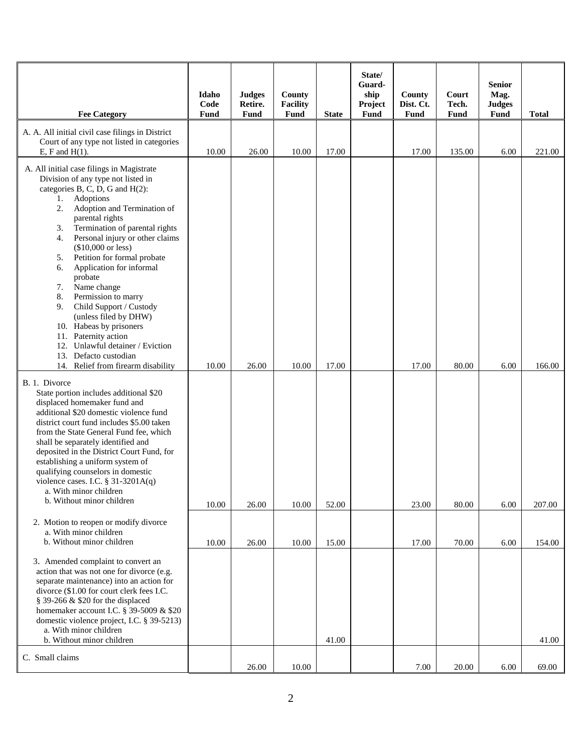| Fee Category | Idaho Code Fund | Judges Retire. Fund | County Facility Fund | State | State/ Guard-ship Project Fund | County Dist. Ct. Fund | Court Tech. Fund | Senior Mag. Judges Fund | Total |
|---|---|---|---|---|---|---|---|---|---|
| A. A. All initial civil case filings in District Court of any type not listed in categories E, F and H(1). | 10.00 | 26.00 | 10.00 | 17.00 | | 17.00 | 135.00 | 6.00 | 221.00 |
| A. All initial case filings in Magistrate Division of any type not listed in categories B, C, D, G and H(2):<br>1. Adoptions<br>2. Adoption and Termination of parental rights<br>3. Termination of parental rights<br>4. Personal injury or other claims ($10,000 or less)<br>5. Petition for formal probate<br>6. Application for informal probate<br>7. Name change<br>8. Permission to marry<br>9. Child Support / Custody (unless filed by DHW)<br>10. Habeas by prisoners<br>11. Paternity action<br>12. Unlawful detainer / Eviction<br>13. Defacto custodian<br>14. Relief from firearm disability | 10.00 | 26.00 | 10.00 | 17.00 | | 17.00 | 80.00 | 6.00 | 166.00 |
| B. 1. Divorce<br>State portion includes additional $20 displaced homemaker fund and additional $20 domestic violence fund district court fund includes $5.00 taken from the State General Fund fee, which shall be separately identified and deposited in the District Court Fund, for establishing a uniform system of qualifying counselors in domestic violence cases. I.C. § 31-3201A(q)<br>a. With minor children<br>b. Without minor children | 10.00 | 26.00 | 10.00 | 52.00 | | 23.00 | 80.00 | 6.00 | 207.00 |
| 2. Motion to reopen or modify divorce<br>a. With minor children<br>b. Without minor children | 10.00 | 26.00 | 10.00 | 15.00 | | 17.00 | 70.00 | 6.00 | 154.00 |
| 3. Amended complaint to convert an action that was not one for divorce (e.g. separate maintenance) into an action for divorce ($1.00 for court clerk fees I.C. § 39-266 & $20 for the displaced homemaker account I.C. § 39-5009 & $20 domestic violence project, I.C. § 39-5213)<br>a. With minor children<br>b. Without minor children | | | | 41.00 | | | | | 41.00 |
| C. Small claims | | 26.00 | 10.00 | | | 7.00 | 20.00 | 6.00 | 69.00 |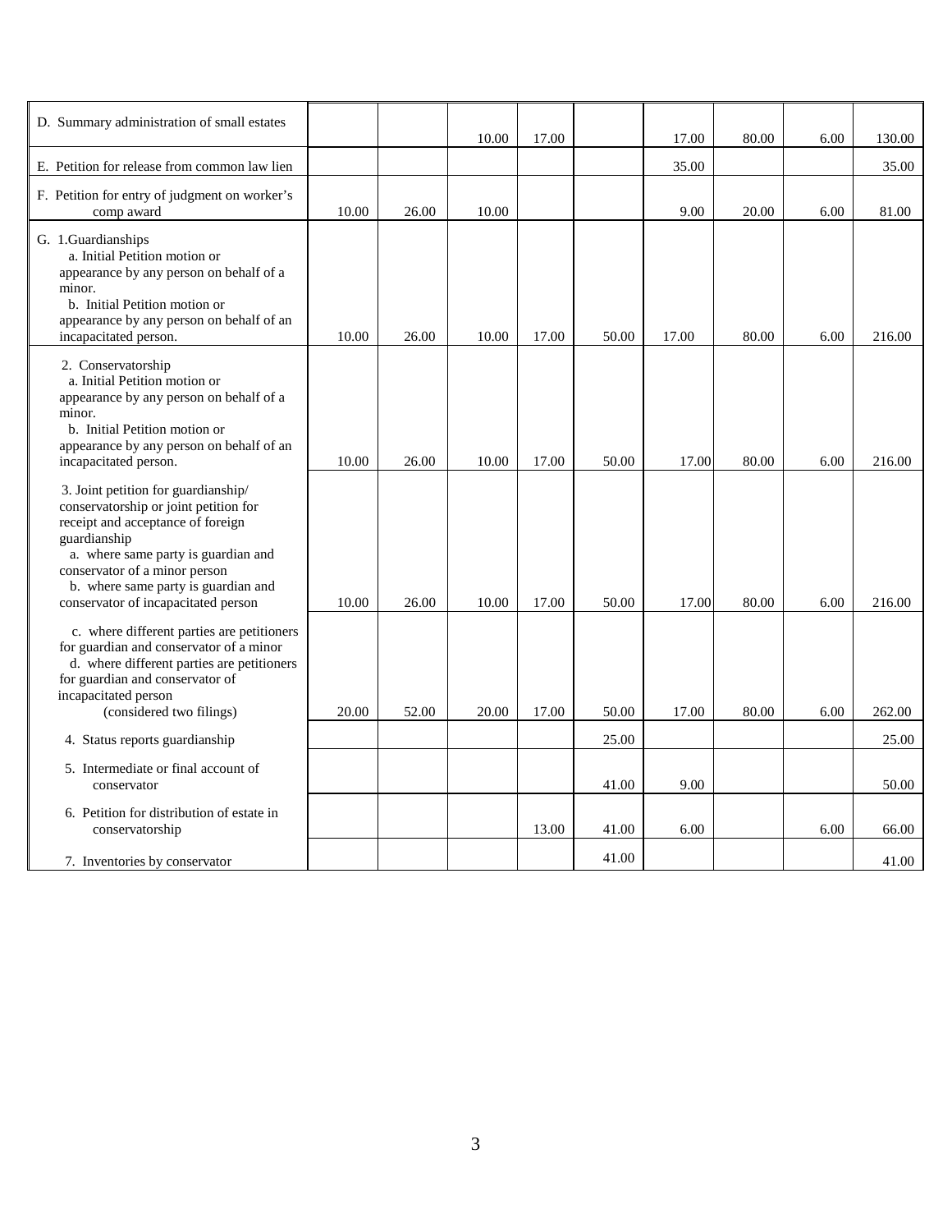| | | | | | | | | | |
|---|---|---|---|---|---|---|---|---|---|
| D. Summary administration of small estates | | | 10.00 | 17.00 | | 17.00 | 80.00 | 6.00 | 130.00 |
| E. Petition for release from common law lien | | | | | | 35.00 | | | 35.00 |
| F. Petition for entry of judgment on worker's comp award | 10.00 | 26.00 | 10.00 | | | 9.00 | 20.00 | 6.00 | 81.00 |
| G. 1.Guardianships<br>a. Initial Petition motion or appearance by any person on behalf of a minor.<br>b. Initial Petition motion or appearance by any person on behalf of an incapacitated person. | 10.00 | 26.00 | 10.00 | 17.00 | 50.00 | 17.00 | 80.00 | 6.00 | 216.00 |
| 2. Conservatorship<br>a. Initial Petition motion or appearance by any person on behalf of a minor.<br>b. Initial Petition motion or appearance by any person on behalf of an incapacitated person. | 10.00 | 26.00 | 10.00 | 17.00 | 50.00 | 17.00 | 80.00 | 6.00 | 216.00 |
| 3. Joint petition for guardianship/ conservatorship or joint petition for receipt and acceptance of foreign guardianship<br>a. where same party is guardian and conservator of a minor person<br>b. where same party is guardian and conservator of incapacitated person | 10.00 | 26.00 | 10.00 | 17.00 | 50.00 | 17.00 | 80.00 | 6.00 | 216.00 |
| c. where different parties are petitioners for guardian and conservator of a minor<br>d. where different parties are petitioners for guardian and conservator of incapacitated person<br>(considered two filings) | 20.00 | 52.00 | 20.00 | 17.00 | 50.00 | 17.00 | 80.00 | 6.00 | 262.00 |
| 4. Status reports guardianship | | | | | 25.00 | | | | 25.00 |
| 5. Intermediate or final account of conservator | | | | | 41.00 | 9.00 | | | 50.00 |
| 6. Petition for distribution of estate in conservatorship | | | | 13.00 | 41.00 | 6.00 | | 6.00 | 66.00 |
| 7. Inventories by conservator | | | | | 41.00 | | | | 41.00 |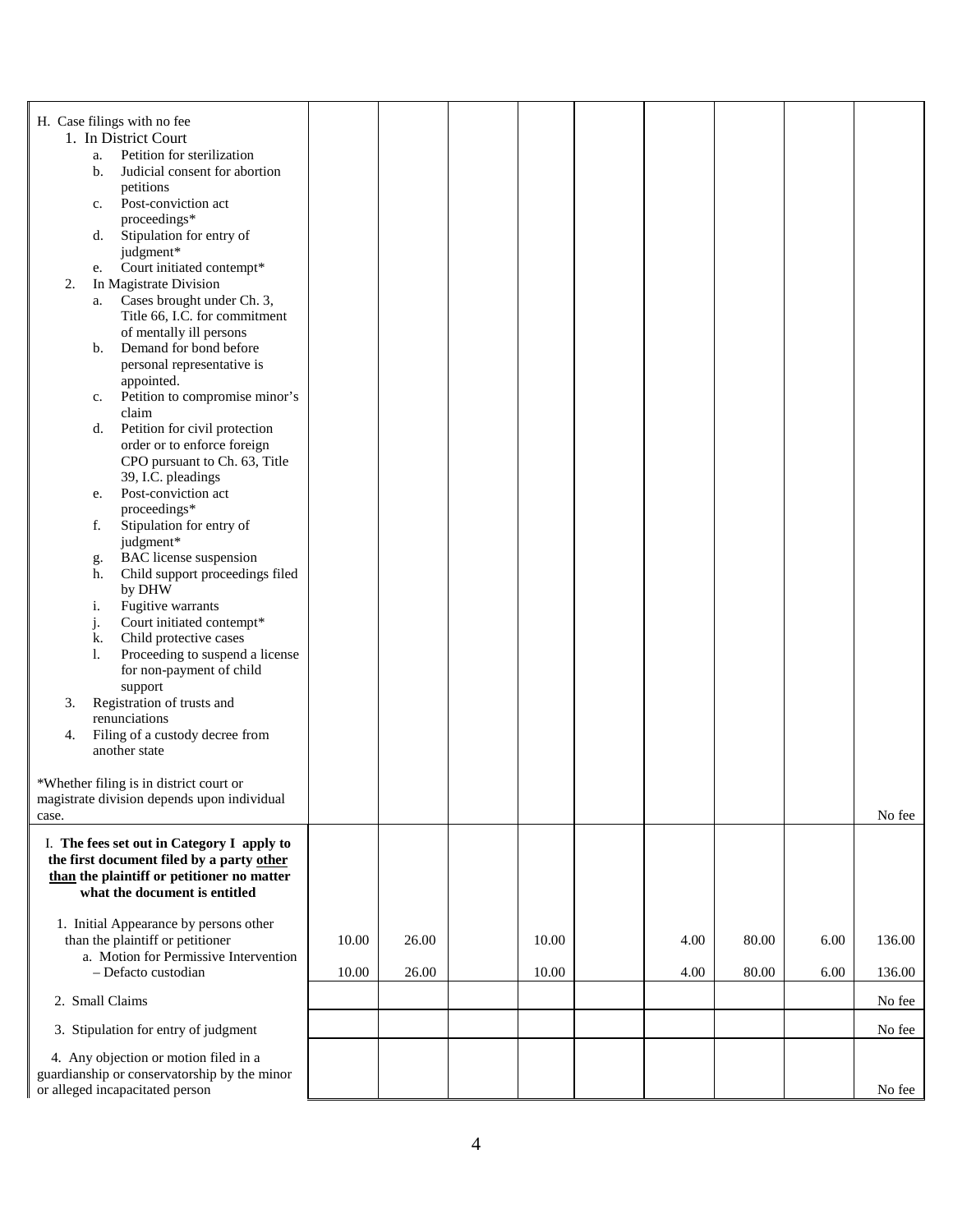| | | | | | | | | | |
|---|---|---|---|---|---|---|---|---|---|
| H. Case filings with no fee<br>1. In District Court<br>a. Petition for sterilization<br>b. Judicial consent for abortion petitions<br>c. Post-conviction act proceedings*<br>d. Stipulation for entry of judgment*<br>e. Court initiated contempt*<br>2. In Magistrate Division<br>a. Cases brought under Ch. 3, Title 66, I.C. for commitment of mentally ill persons<br>b. Demand for bond before personal representative is appointed.<br>c. Petition to compromise minor's claim<br>d. Petition for civil protection order or to enforce foreign CPO pursuant to Ch. 63, Title 39, I.C. pleadings<br>e. Post-conviction act proceedings*<br>f. Stipulation for entry of judgment*<br>g. BAC license suspension<br>h. Child support proceedings filed by DHW<br>i. Fugitive warrants<br>j. Court initiated contempt*<br>k. Child protective cases<br>l. Proceeding to suspend a license for non-payment of child support<br>3. Registration of trusts and renunciations<br>4. Filing of a custody decree from another state<br><br>*Whether filing is in district court or magistrate division depends upon individual case. | | | | | | | | | No fee |
| **I. The fees set out in Category I apply to the first document filed by a party <u>other than</u> the plaintiff or petitioner no matter what the document is entitled** | | | | | | | | | |
| 1. Initial Appearance by persons other than the plaintiff or petitioner | 10.00 | 26.00 | | 10.00 | | 4.00 | 80.00 | 6.00 | 136.00 |
| a. Motion for Permissive Intervention – Defacto custodian | 10.00 | 26.00 | | 10.00 | | 4.00 | 80.00 | 6.00 | 136.00 |
| 2. Small Claims | | | | | | | | | No fee |
| 3. Stipulation for entry of judgment | | | | | | | | | No fee |
| 4. Any objection or motion filed in a guardianship or conservatorship by the minor or alleged incapacitated person | | | | | | | | | No fee |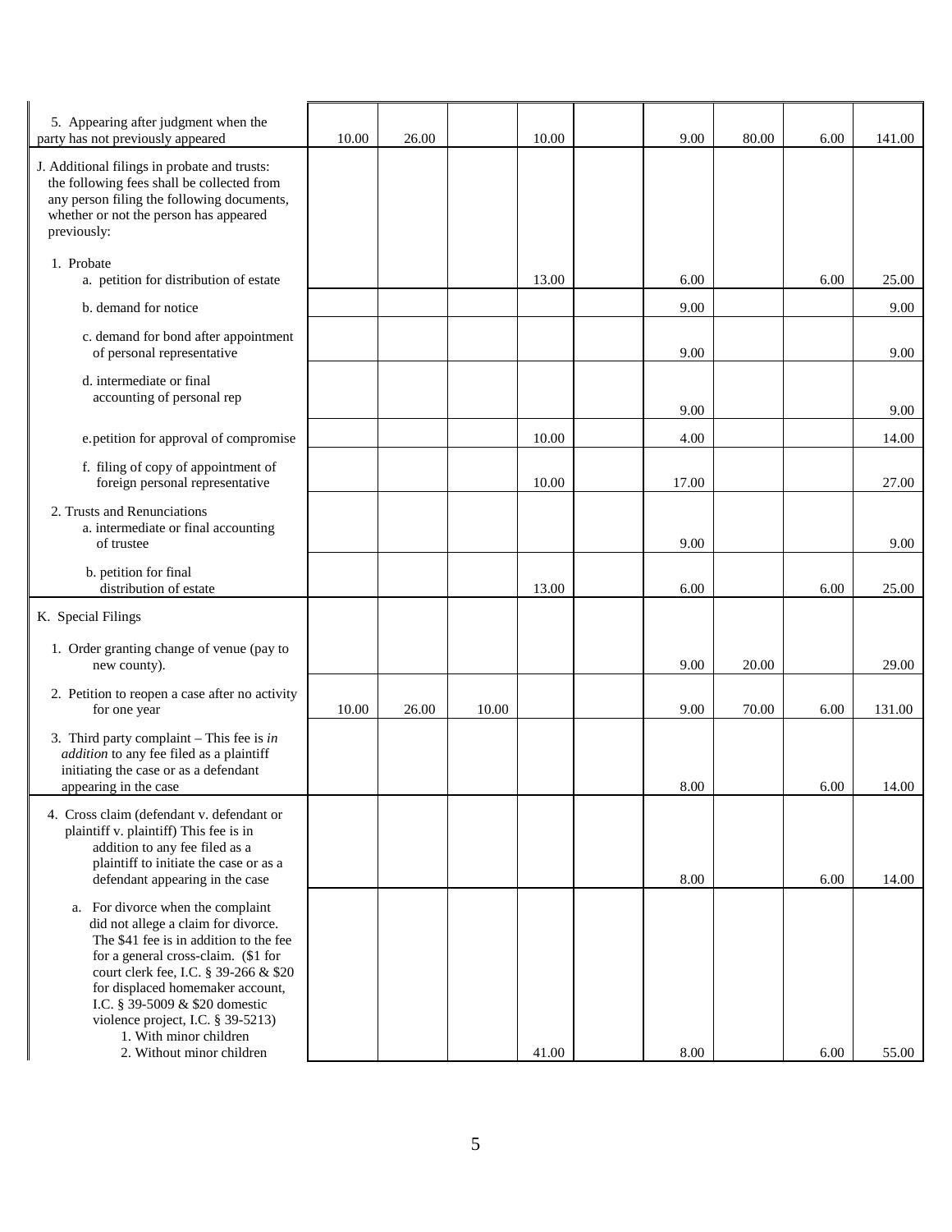| | | | | | | | | | |
|---|---|---|---|---|---|---|---|---|---|
| 5. Appearing after judgment when the party has not previously appeared | 10.00 | 26.00 | | 10.00 | | 9.00 | 80.00 | 6.00 | 141.00 |
| J. Additional filings in probate and trusts: the following fees shall be collected from any person filing the following documents, whether or not the person has appeared previously: | | | | | | | | | |
| 1. Probate<br>a. petition for distribution of estate | | | | 13.00 | | 6.00 | | 6.00 | 25.00 |
| b. demand for notice | | | | | | 9.00 | | | 9.00 |
| c. demand for bond after appointment of personal representative | | | | | | 9.00 | | | 9.00 |
| d. intermediate or final accounting of personal rep | | | | | | 9.00 | | | 9.00 |
| e. petition for approval of compromise | | | | 10.00 | | 4.00 | | | 14.00 |
| f. filing of copy of appointment of foreign personal representative | | | | 10.00 | | 17.00 | | | 27.00 |
| 2. Trusts and Renunciations<br>a. intermediate or final accounting of trustee | | | | | | 9.00 | | | 9.00 |
| b. petition for final distribution of estate | | | | 13.00 | | 6.00 | | 6.00 | 25.00 |
| K. Special Filings | | | | | | | | | |
| 1. Order granting change of venue (pay to new county). | | | | | | 9.00 | 20.00 | | 29.00 |
| 2. Petition to reopen a case after no activity for one year | 10.00 | 26.00 | 10.00 | | | 9.00 | 70.00 | 6.00 | 131.00 |
| 3. Third party complaint – This fee is *in addition* to any fee filed as a plaintiff initiating the case or as a defendant appearing in the case | | | | | | 8.00 | | 6.00 | 14.00 |
| 4. Cross claim (defendant v. defendant or plaintiff v. plaintiff) This fee is in addition to any fee filed as a plaintiff to initiate the case or as a defendant appearing in the case | | | | | | 8.00 | | 6.00 | 14.00 |
| a. For divorce when the complaint did not allege a claim for divorce. The $41 fee is in addition to the fee for a general cross-claim. ($1 for court clerk fee, I.C. § 39-266 & $20 for displaced homemaker account, I.C. § 39-5009 & $20 domestic violence project, I.C. § 39-5213)<br>1. With minor children<br>2. Without minor children | | | | 41.00 | | 8.00 | | 6.00 | 55.00 |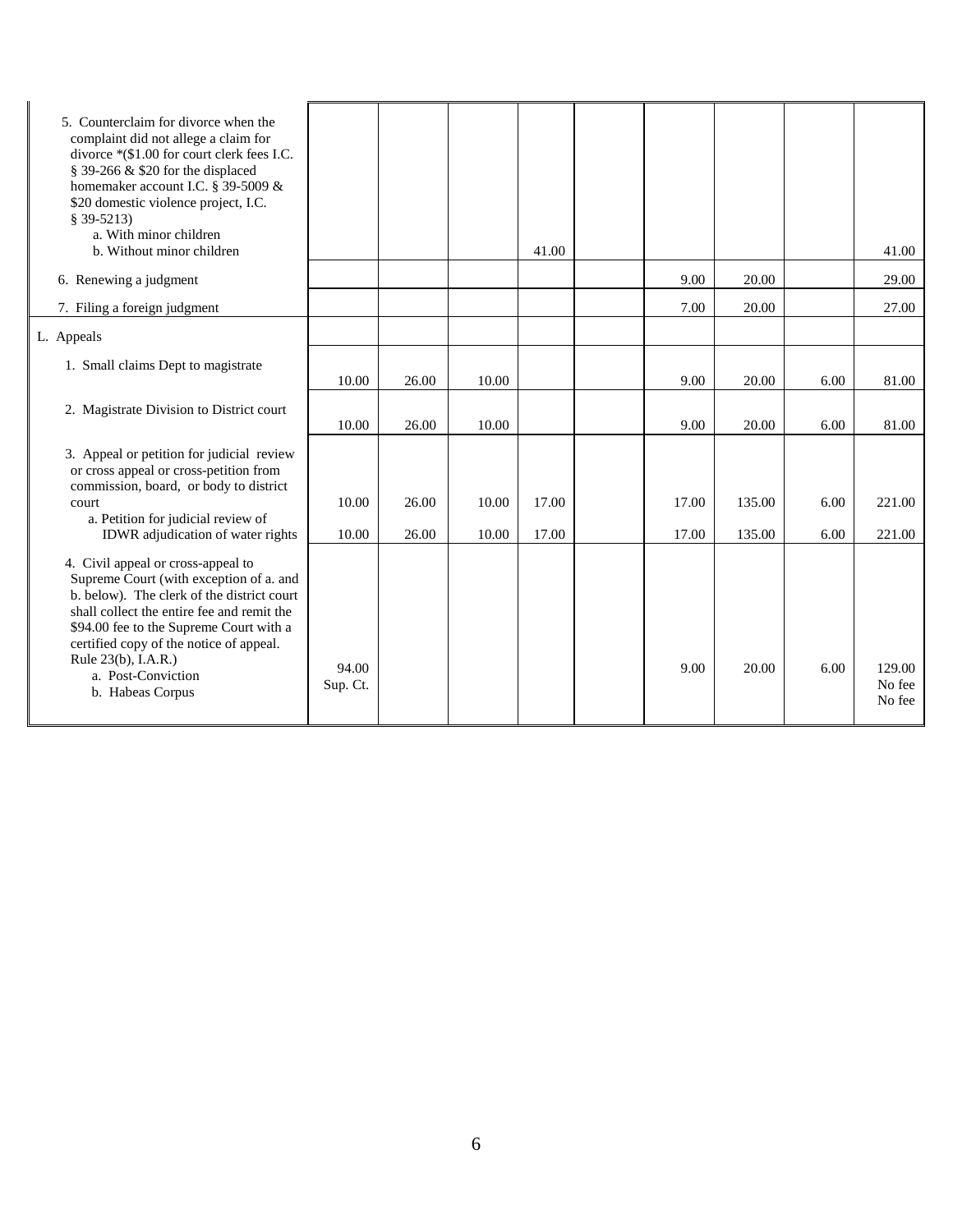| | | | | | | | | | |
|---|---|---|---|---|---|---|---|---|---|
| 5. Counterclaim for divorce when the complaint did not allege a claim for divorce *($1.00 for court clerk fees I.C. § 39-266 & $20 for the displaced homemaker account I.C. § 39-5009 & $20 domestic violence project, I.C. § 39-5213)<br>a. With minor children<br>b. Without minor children | | | | 41.00 | | | | | 41.00 |
| 6. Renewing a judgment | | | | | | 9.00 | 20.00 | | 29.00 |
| 7. Filing a foreign judgment | | | | | | 7.00 | 20.00 | | 27.00 |
| L. Appeals | | | | | | | | | |
| 1. Small claims Dept to magistrate | 10.00 | 26.00 | 10.00 | | | 9.00 | 20.00 | 6.00 | 81.00 |
| 2. Magistrate Division to District court | 10.00 | 26.00 | 10.00 | | | 9.00 | 20.00 | 6.00 | 81.00 |
| 3. Appeal or petition for judicial review or cross appeal or cross-petition from commission, board, or body to district court | 10.00 | 26.00 | 10.00 | 17.00 | | 17.00 | 135.00 | 6.00 | 221.00 |
| a. Petition for judicial review of IDWR adjudication of water rights | 10.00 | 26.00 | 10.00 | 17.00 | | 17.00 | 135.00 | 6.00 | 221.00 |
| 4. Civil appeal or cross-appeal to Supreme Court (with exception of a. and b. below). The clerk of the district court shall collect the entire fee and remit the $94.00 fee to the Supreme Court with a certified copy of the notice of appeal. Rule 23(b), I.A.R.)<br>a. Post-Conviction<br>b. Habeas Corpus | 94.00<br>Sup. Ct. | | | | | 9.00 | 20.00 | 6.00 | 129.00<br>No fee<br>No fee |